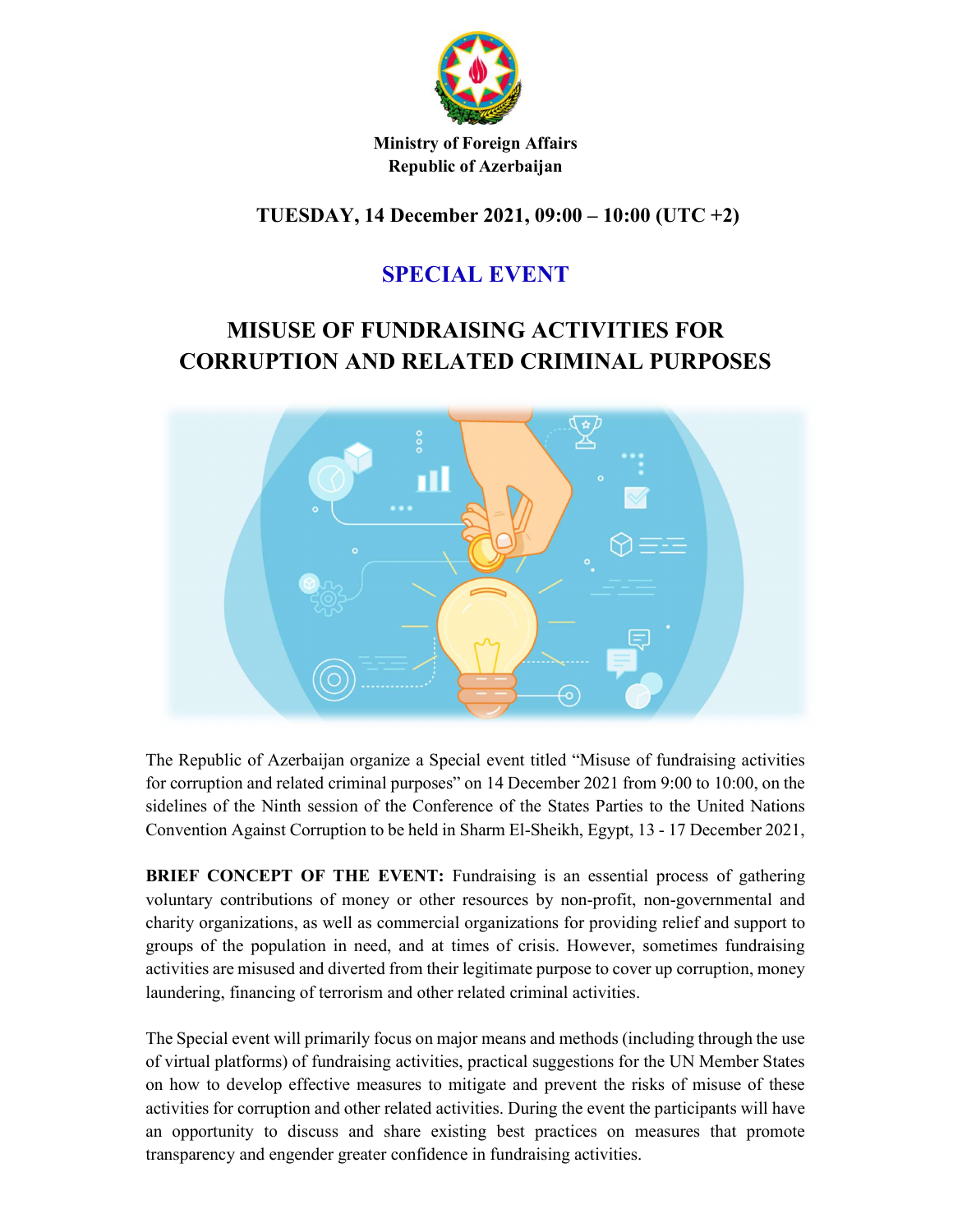**Ministry of Foreign Affairs**
**Republic of Azerbaijan**

**TUESDAY, 14 December 2021, 09:00 – 10:00 (UTC +2)**

## SPECIAL EVENT

# MISUSE OF FUNDRAISING ACTIVITIES FOR CORRUPTION AND RELATED CRIMINAL PURPOSES

The Republic of Azerbaijan organize a Special event titled "Misuse of fundraising activities for corruption and related criminal purposes" on 14 December 2021 from 9:00 to 10:00, on the sidelines of the Ninth session of the Conference of the States Parties to the United Nations Convention Against Corruption to be held in Sharm El-Sheikh, Egypt, 13 - 17 December 2021,

**BRIEF CONCEPT OF THE EVENT:** Fundraising is an essential process of gathering voluntary contributions of money or other resources by non-profit, non-governmental and charity organizations, as well as commercial organizations for providing relief and support to groups of the population in need, and at times of crisis. However, sometimes fundraising activities are misused and diverted from their legitimate purpose to cover up corruption, money laundering, financing of terrorism and other related criminal activities.

The Special event will primarily focus on major means and methods (including through the use of virtual platforms) of fundraising activities, practical suggestions for the UN Member States on how to develop effective measures to mitigate and prevent the risks of misuse of these activities for corruption and other related activities. During the event the participants will have an opportunity to discuss and share existing best practices on measures that promote transparency and engender greater confidence in fundraising activities.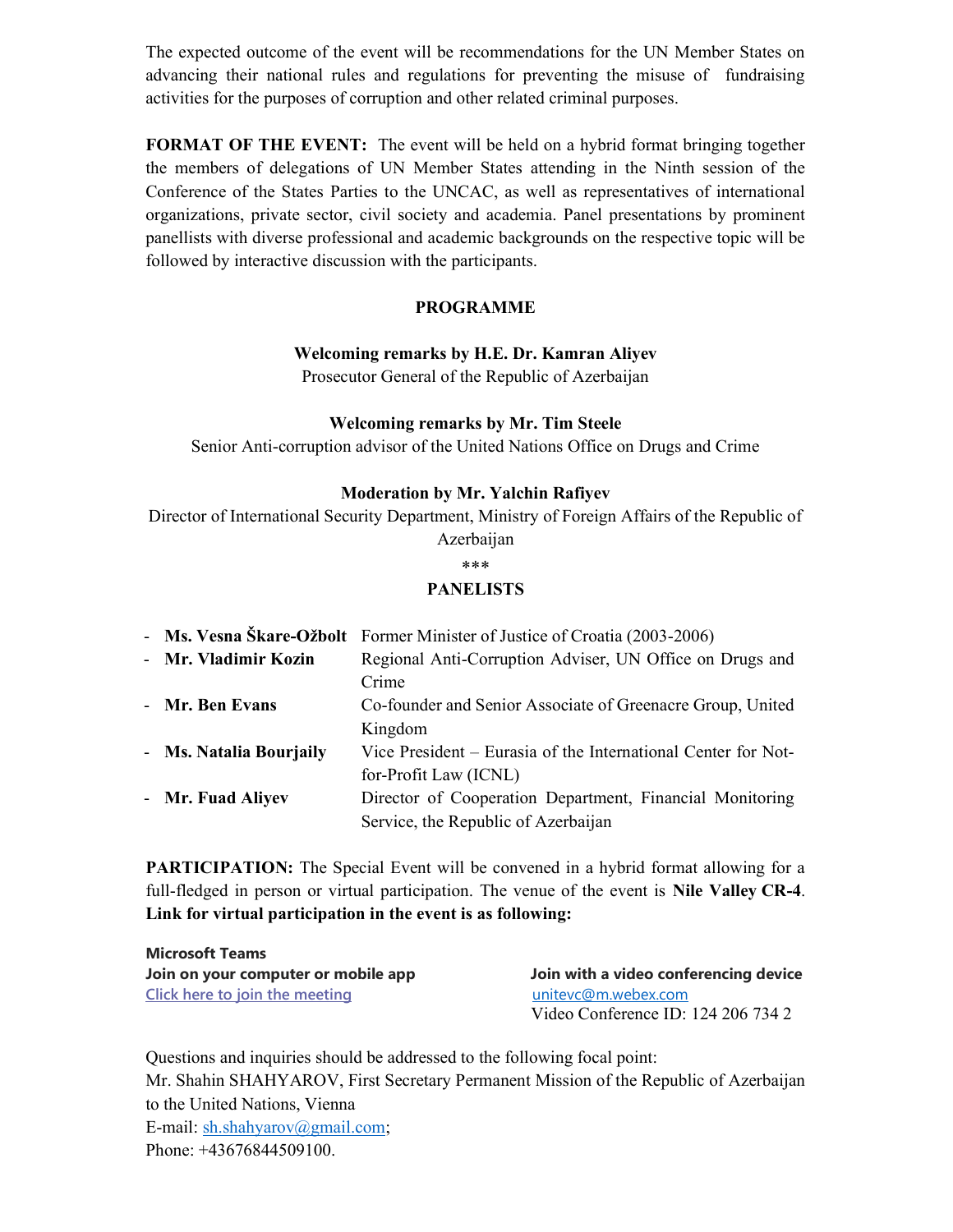The expected outcome of the event will be recommendations for the UN Member States on advancing their national rules and regulations for preventing the misuse of fundraising activities for the purposes of corruption and other related criminal purposes.

**FORMAT OF THE EVENT:** The event will be held on a hybrid format bringing together the members of delegations of UN Member States attending in the Ninth session of the Conference of the States Parties to the UNCAC, as well as representatives of international organizations, private sector, civil society and academia. Panel presentations by prominent panellists with diverse professional and academic backgrounds on the respective topic will be followed by interactive discussion with the participants.

## PROGRAMME

**Welcoming remarks by H.E. Dr. Kamran Aliyev**
Prosecutor General of the Republic of Azerbaijan

**Welcoming remarks by Mr. Tim Steele**
Senior Anti-corruption advisor of the United Nations Office on Drugs and Crime

**Moderation by Mr. Yalchin Rafiyev**
Director of International Security Department, Ministry of Foreign Affairs of the Republic of Azerbaijan

***

## PANELISTS

- **Ms. Vesna Škare-Ožbolt** Former Minister of Justice of Croatia (2003-2006)
- **Mr. Vladimir Kozin** Regional Anti-Corruption Adviser, UN Office on Drugs and Crime
- **Mr. Ben Evans** Co-founder and Senior Associate of Greenacre Group, United Kingdom
- **Ms. Natalia Bourjaily** Vice President – Eurasia of the International Center for Not-for-Profit Law (ICNL)
- **Mr. Fuad Aliyev** Director of Cooperation Department, Financial Monitoring Service, the Republic of Azerbaijan

**PARTICIPATION:** The Special Event will be convened in a hybrid format allowing for a full-fledged in person or virtual participation. The venue of the event is **Nile Valley CR-4**. **Link for virtual participation in the event is as following:**

**Microsoft Teams**

**Join on your computer or mobile app**
Click here to join the meeting

**Join with a video conferencing device**
unitevc@m.webex.com
Video Conference ID: 124 206 734 2

Questions and inquiries should be addressed to the following focal point:
Mr. Shahin SHAHYAROV, First Secretary Permanent Mission of the Republic of Azerbaijan to the United Nations, Vienna
E-mail: sh.shahyarov@gmail.com;
Phone: +43676844509100.